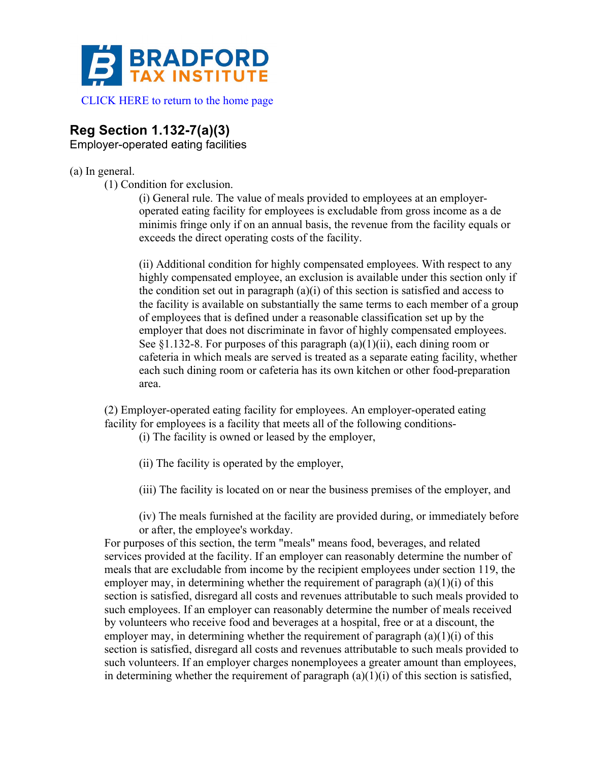**BRADFORD TAX INSTITUTE**

CLICK HERE to return to the home page

## Reg Section 1.132-7(a)(3)

Employer-operated eating facilities

(a) In general.

(1) Condition for exclusion.

(i) General rule. The value of meals provided to employees at an employer-operated eating facility for employees is excludable from gross income as a de minimis fringe only if on an annual basis, the revenue from the facility equals or exceeds the direct operating costs of the facility.

(ii) Additional condition for highly compensated employees. With respect to any highly compensated employee, an exclusion is available under this section only if the condition set out in paragraph (a)(i) of this section is satisfied and access to the facility is available on substantially the same terms to each member of a group of employees that is defined under a reasonable classification set up by the employer that does not discriminate in favor of highly compensated employees. See §1.132-8. For purposes of this paragraph (a)(1)(ii), each dining room or cafeteria in which meals are served is treated as a separate eating facility, whether each such dining room or cafeteria has its own kitchen or other food-preparation area.

(2) Employer-operated eating facility for employees. An employer-operated eating facility for employees is a facility that meets all of the following conditions-

(i) The facility is owned or leased by the employer,

(ii) The facility is operated by the employer,

(iii) The facility is located on or near the business premises of the employer, and

(iv) The meals furnished at the facility are provided during, or immediately before or after, the employee's workday.

For purposes of this section, the term "meals" means food, beverages, and related services provided at the facility. If an employer can reasonably determine the number of meals that are excludable from income by the recipient employees under section 119, the employer may, in determining whether the requirement of paragraph (a)(1)(i) of this section is satisfied, disregard all costs and revenues attributable to such meals provided to such employees. If an employer can reasonably determine the number of meals received by volunteers who receive food and beverages at a hospital, free or at a discount, the employer may, in determining whether the requirement of paragraph (a)(1)(i) of this section is satisfied, disregard all costs and revenues attributable to such meals provided to such volunteers. If an employer charges nonemployees a greater amount than employees, in determining whether the requirement of paragraph (a)(1)(i) of this section is satisfied,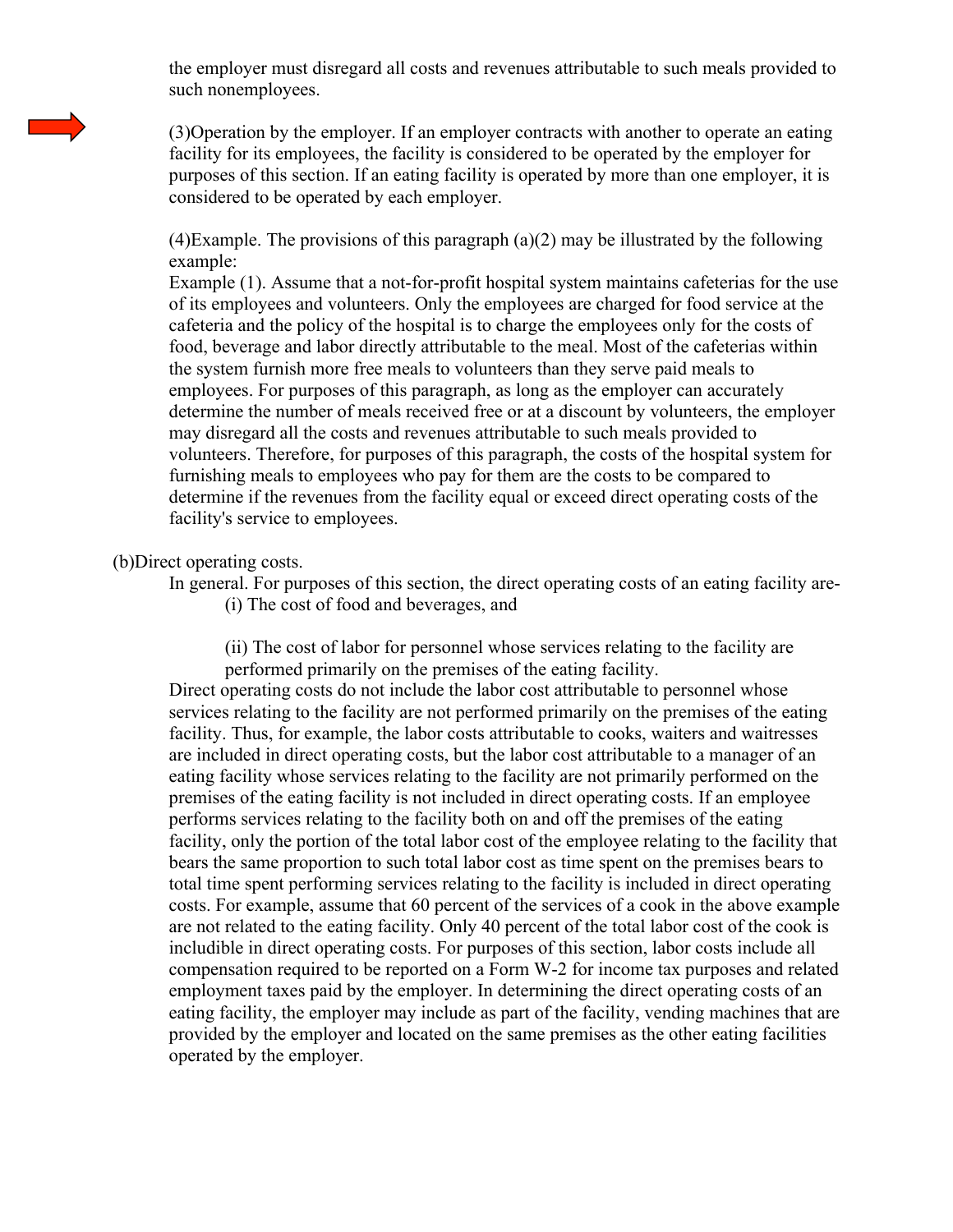the employer must disregard all costs and revenues attributable to such meals provided to such nonemployees.

(3)Operation by the employer. If an employer contracts with another to operate an eating facility for its employees, the facility is considered to be operated by the employer for purposes of this section. If an eating facility is operated by more than one employer, it is considered to be operated by each employer.

(4)Example. The provisions of this paragraph (a)(2) may be illustrated by the following example:
Example (1). Assume that a not-for-profit hospital system maintains cafeterias for the use of its employees and volunteers. Only the employees are charged for food service at the cafeteria and the policy of the hospital is to charge the employees only for the costs of food, beverage and labor directly attributable to the meal. Most of the cafeterias within the system furnish more free meals to volunteers than they serve paid meals to employees. For purposes of this paragraph, as long as the employer can accurately determine the number of meals received free or at a discount by volunteers, the employer may disregard all the costs and revenues attributable to such meals provided to volunteers. Therefore, for purposes of this paragraph, the costs of the hospital system for furnishing meals to employees who pay for them are the costs to be compared to determine if the revenues from the facility equal or exceed direct operating costs of the facility's service to employees.

(b)Direct operating costs.

In general. For purposes of this section, the direct operating costs of an eating facility are-

(i) The cost of food and beverages, and

(ii) The cost of labor for personnel whose services relating to the facility are performed primarily on the premises of the eating facility.

Direct operating costs do not include the labor cost attributable to personnel whose services relating to the facility are not performed primarily on the premises of the eating facility. Thus, for example, the labor costs attributable to cooks, waiters and waitresses are included in direct operating costs, but the labor cost attributable to a manager of an eating facility whose services relating to the facility are not primarily performed on the premises of the eating facility is not included in direct operating costs. If an employee performs services relating to the facility both on and off the premises of the eating facility, only the portion of the total labor cost of the employee relating to the facility that bears the same proportion to such total labor cost as time spent on the premises bears to total time spent performing services relating to the facility is included in direct operating costs. For example, assume that 60 percent of the services of a cook in the above example are not related to the eating facility. Only 40 percent of the total labor cost of the cook is includible in direct operating costs. For purposes of this section, labor costs include all compensation required to be reported on a Form W-2 for income tax purposes and related employment taxes paid by the employer. In determining the direct operating costs of an eating facility, the employer may include as part of the facility, vending machines that are provided by the employer and located on the same premises as the other eating facilities operated by the employer.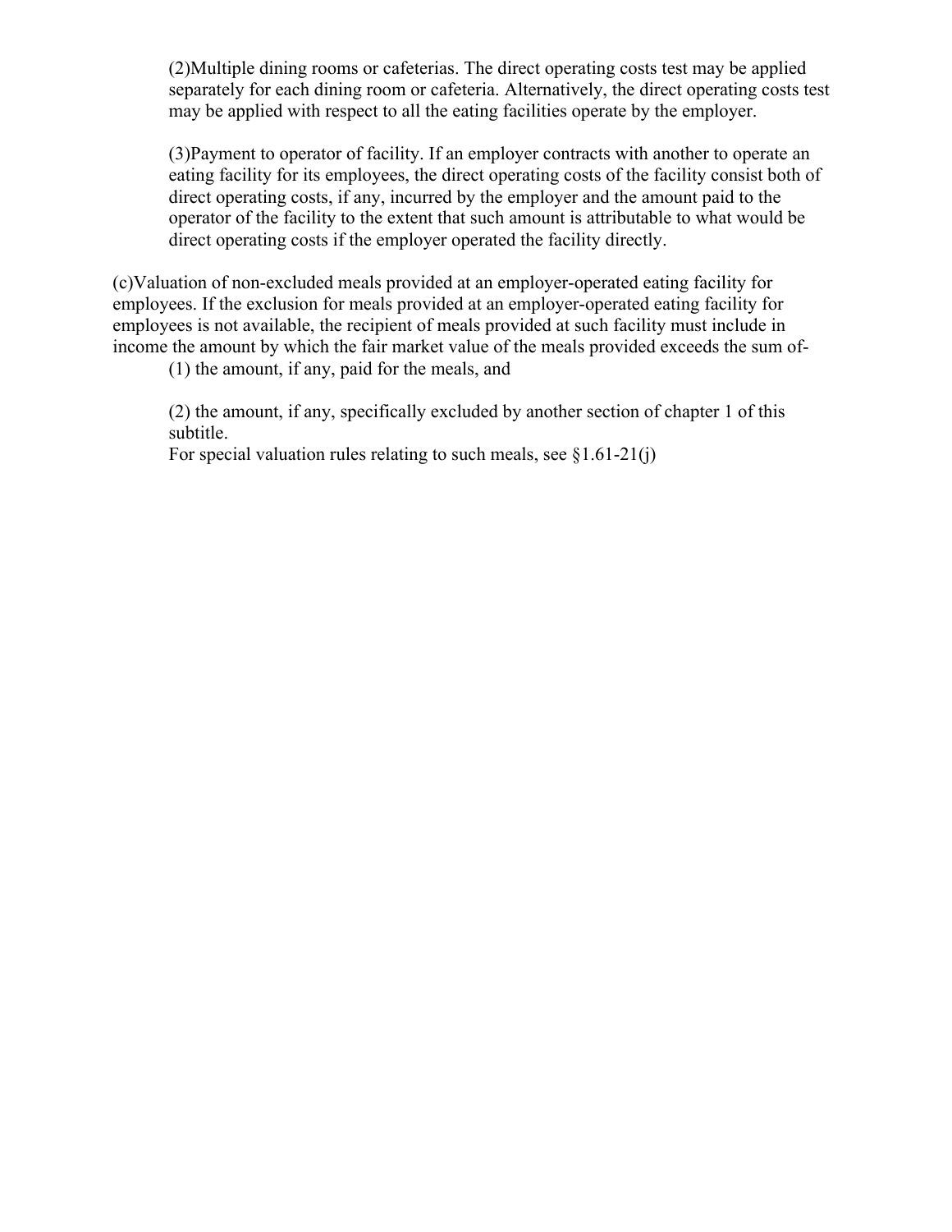(2)Multiple dining rooms or cafeterias. The direct operating costs test may be applied separately for each dining room or cafeteria. Alternatively, the direct operating costs test may be applied with respect to all the eating facilities operate by the employer.

(3)Payment to operator of facility. If an employer contracts with another to operate an eating facility for its employees, the direct operating costs of the facility consist both of direct operating costs, if any, incurred by the employer and the amount paid to the operator of the facility to the extent that such amount is attributable to what would be direct operating costs if the employer operated the facility directly.

(c)Valuation of non-excluded meals provided at an employer-operated eating facility for employees. If the exclusion for meals provided at an employer-operated eating facility for employees is not available, the recipient of meals provided at such facility must include in income the amount by which the fair market value of the meals provided exceeds the sum of-

(1) the amount, if any, paid for the meals, and

(2) the amount, if any, specifically excluded by another section of chapter 1 of this subtitle.

For special valuation rules relating to such meals, see §1.61-21(j)